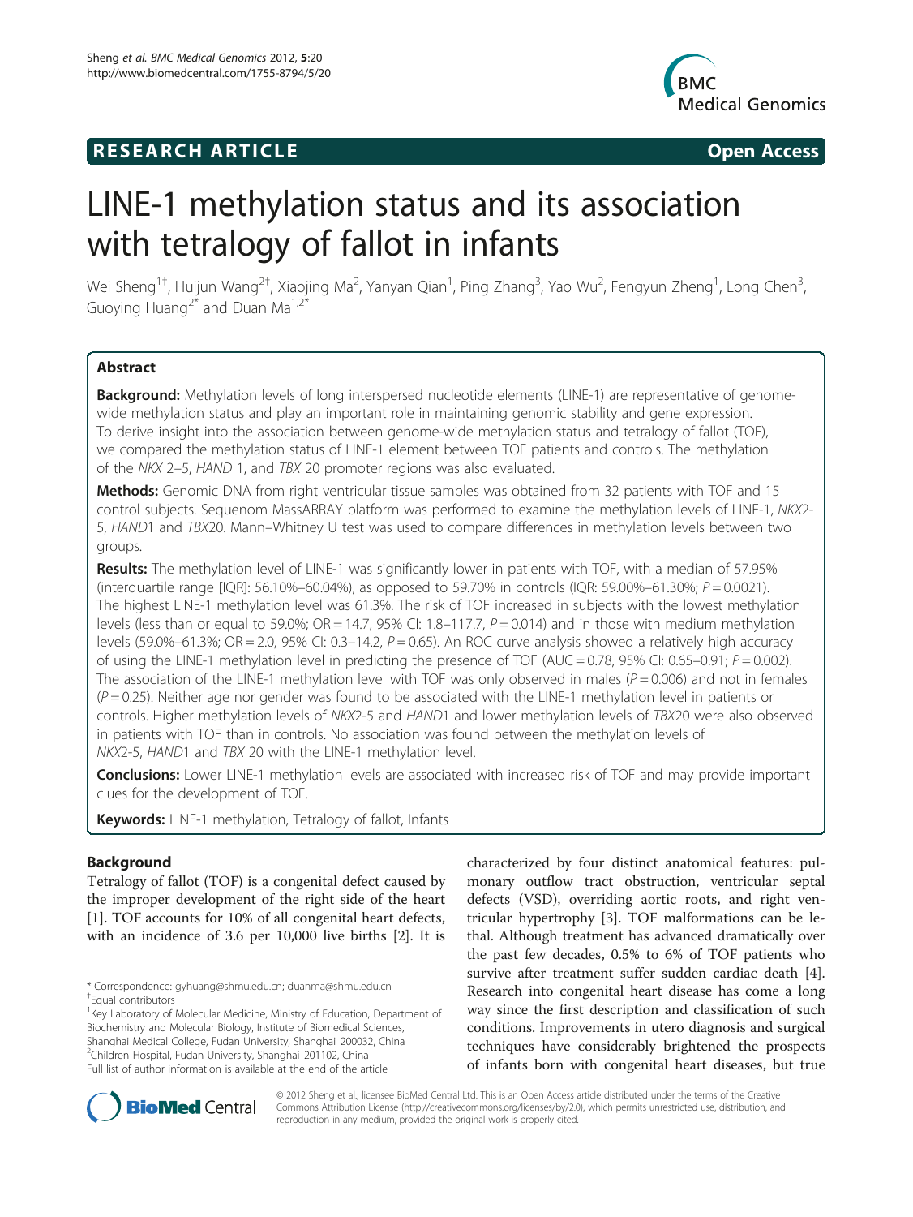**RESEARCH ARTICLE** **Open Access**

# LINE-1 methylation status and its association with tetralogy of fallot in infants

Wei Sheng[1†], Huijun Wang[2†], Xiaojing Ma[2], Yanyan Qian[1], Ping Zhang[3], Yao Wu[2], Fengyun Zheng[1], Long Chen[3], Guoying Huang[2*] and Duan Ma[1,2*]

## Abstract

**Background:** Methylation levels of long interspersed nucleotide elements (LINE-1) are representative of genome-wide methylation status and play an important role in maintaining genomic stability and gene expression. To derive insight into the association between genome-wide methylation status and tetralogy of fallot (TOF), we compared the methylation status of LINE-1 element between TOF patients and controls. The methylation of the *NKX* 2–5, *HAND* 1, and *TBX* 20 promoter regions was also evaluated.

**Methods:** Genomic DNA from right ventricular tissue samples was obtained from 32 patients with TOF and 15 control subjects. Sequenom MassARRAY platform was performed to examine the methylation levels of LINE-1, *NKX*2-5, *HAND*1 and *TBX*20. Mann–Whitney U test was used to compare differences in methylation levels between two groups.

**Results:** The methylation level of LINE-1 was significantly lower in patients with TOF, with a median of 57.95% (interquartile range [IQR]: 56.10%–60.04%), as opposed to 59.70% in controls (IQR: 59.00%–61.30%; $P = 0.0021$). The highest LINE-1 methylation level was 61.3%. The risk of TOF increased in subjects with the lowest methylation levels (less than or equal to 59.0%; OR = 14.7, 95% CI: 1.8–117.7, $P = 0.014$) and in those with medium methylation levels (59.0%–61.3%; OR = 2.0, 95% CI: 0.3–14.2, $P = 0.65$). An ROC curve analysis showed a relatively high accuracy of using the LINE-1 methylation level in predicting the presence of TOF (AUC = 0.78, 95% CI: 0.65–0.91; $P = 0.002$). The association of the LINE-1 methylation level with TOF was only observed in males ($P = 0.006$) and not in females ($P = 0.25$). Neither age nor gender was found to be associated with the LINE-1 methylation level in patients or controls. Higher methylation levels of *NKX*2-5 and *HAND*1 and lower methylation levels of *TBX*20 were also observed in patients with TOF than in controls. No association was found between the methylation levels of *NKX*2-5, *HAND*1 and *TBX* 20 with the LINE-1 methylation level.

**Conclusions:** Lower LINE-1 methylation levels are associated with increased risk of TOF and may provide important clues for the development of TOF.

**Keywords:** LINE-1 methylation, Tetralogy of fallot, Infants

## Background

Tetralogy of fallot (TOF) is a congenital defect caused by the improper development of the right side of the heart [1]. TOF accounts for 10% of all congenital heart defects, with an incidence of 3.6 per 10,000 live births [2]. It is characterized by four distinct anatomical features: pulmonary outflow tract obstruction, ventricular septal defects (VSD), overriding aortic roots, and right ventricular hypertrophy [3]. TOF malformations can be lethal. Although treatment has advanced dramatically over the past few decades, 0.5% to 6% of TOF patients who survive after treatment suffer sudden cardiac death [4]. Research into congenital heart disease has come a long way since the first description and classification of such conditions. Improvements in utero diagnosis and surgical techniques have considerably brightened the prospects of infants born with congenital heart diseases, but true

\* Correspondence: gyhuang@shmu.edu.cn; duanma@shmu.edu.cn
†Equal contributors
[1]Key Laboratory of Molecular Medicine, Ministry of Education, Department of Biochemistry and Molecular Biology, Institute of Biomedical Sciences, Shanghai Medical College, Fudan University, Shanghai 200032, China
[2]Children Hospital, Fudan University, Shanghai 201102, China
Full list of author information is available at the end of the article

© 2012 Sheng et al.; licensee BioMed Central Ltd. This is an Open Access article distributed under the terms of the Creative Commons Attribution License (http://creativecommons.org/licenses/by/2.0), which permits unrestricted use, distribution, and reproduction in any medium, provided the original work is properly cited.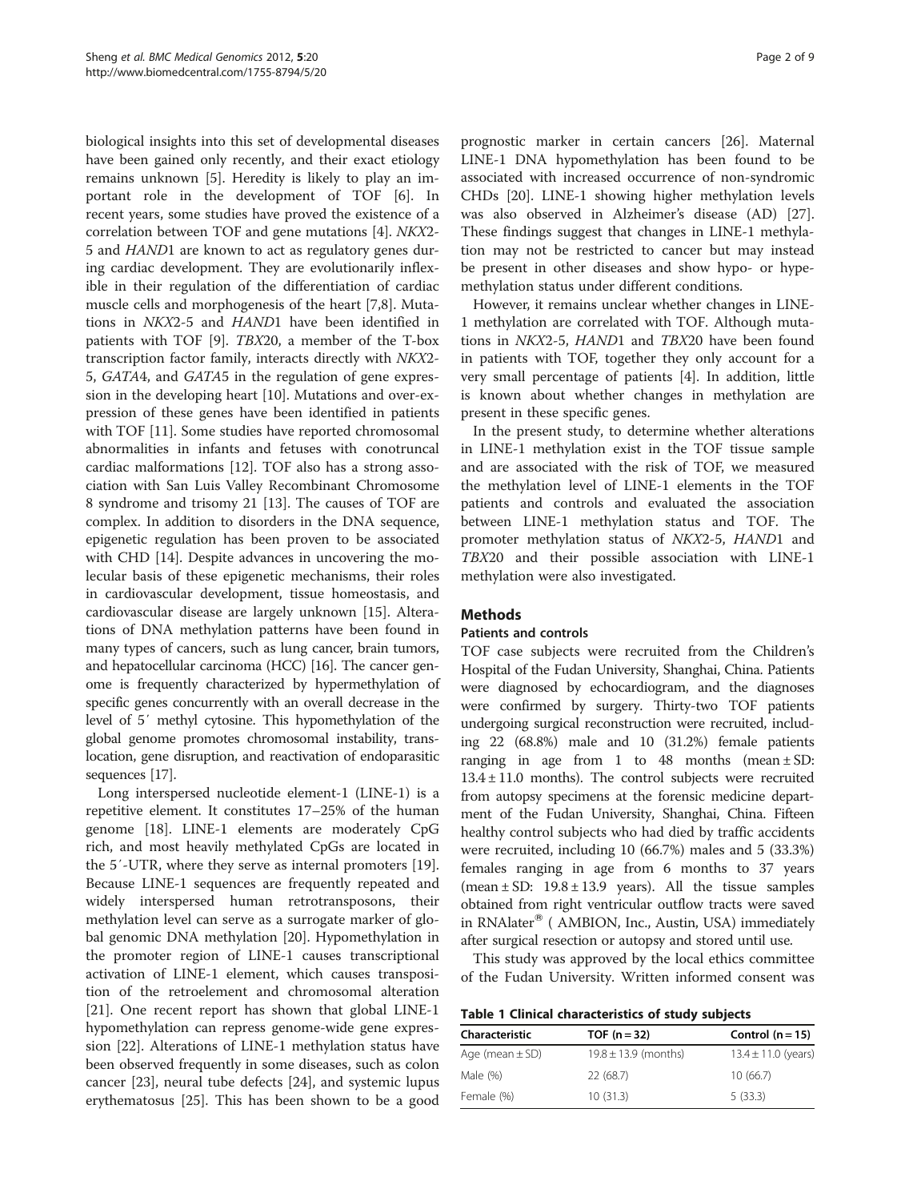biological insights into this set of developmental diseases have been gained only recently, and their exact etiology remains unknown [5]. Heredity is likely to play an important role in the development of TOF [6]. In recent years, some studies have proved the existence of a correlation between TOF and gene mutations [4]. *NKX*2-5 and *HAND*1 are known to act as regulatory genes during cardiac development. They are evolutionarily inflexible in their regulation of the differentiation of cardiac muscle cells and morphogenesis of the heart [7,8]. Mutations in *NKX*2-5 and *HAND*1 have been identified in patients with TOF [9]. *TBX*20, a member of the T-box transcription factor family, interacts directly with *NKX*2-5, *GATA*4, and *GATA*5 in the regulation of gene expression in the developing heart [10]. Mutations and over-expression of these genes have been identified in patients with TOF [11]. Some studies have reported chromosomal abnormalities in infants and fetuses with conotruncal cardiac malformations [12]. TOF also has a strong association with San Luis Valley Recombinant Chromosome 8 syndrome and trisomy 21 [13]. The causes of TOF are complex. In addition to disorders in the DNA sequence, epigenetic regulation has been proven to be associated with CHD [14]. Despite advances in uncovering the molecular basis of these epigenetic mechanisms, their roles in cardiovascular development, tissue homeostasis, and cardiovascular disease are largely unknown [15]. Alterations of DNA methylation patterns have been found in many types of cancers, such as lung cancer, brain tumors, and hepatocellular carcinoma (HCC) [16]. The cancer genome is frequently characterized by hypermethylation of specific genes concurrently with an overall decrease in the level of 5′ methyl cytosine. This hypomethylation of the global genome promotes chromosomal instability, translocation, gene disruption, and reactivation of endoparasitic sequences [17].

Long interspersed nucleotide element-1 (LINE-1) is a repetitive element. It constitutes 17–25% of the human genome [18]. LINE-1 elements are moderately CpG rich, and most heavily methylated CpGs are located in the 5′-UTR, where they serve as internal promoters [19]. Because LINE-1 sequences are frequently repeated and widely interspersed human retrotransposons, their methylation level can serve as a surrogate marker of global genomic DNA methylation [20]. Hypomethylation in the promoter region of LINE-1 causes transcriptional activation of LINE-1 element, which causes transposition of the retroelement and chromosomal alteration [21]. One recent report has shown that global LINE-1 hypomethylation can repress genome-wide gene expression [22]. Alterations of LINE-1 methylation status have been observed frequently in some diseases, such as colon cancer [23], neural tube defects [24], and systemic lupus erythematosus [25]. This has been shown to be a good prognostic marker in certain cancers [26]. Maternal LINE-1 DNA hypomethylation has been found to be associated with increased occurrence of non-syndromic CHDs [20]. LINE-1 showing higher methylation levels was also observed in Alzheimer's disease (AD) [27]. These findings suggest that changes in LINE-1 methylation may not be restricted to cancer but may instead be present in other diseases and show hypo- or hypemethylation status under different conditions.

However, it remains unclear whether changes in LINE-1 methylation are correlated with TOF. Although mutations in *NKX*2-5, *HAND*1 and *TBX*20 have been found in patients with TOF, together they only account for a very small percentage of patients [4]. In addition, little is known about whether changes in methylation are present in these specific genes.

In the present study, to determine whether alterations in LINE-1 methylation exist in the TOF tissue sample and are associated with the risk of TOF, we measured the methylation level of LINE-1 elements in the TOF patients and controls and evaluated the association between LINE-1 methylation status and TOF. The promoter methylation status of *NKX*2-5, *HAND*1 and *TBX*20 and their possible association with LINE-1 methylation were also investigated.

## Methods

### Patients and controls

TOF case subjects were recruited from the Children's Hospital of the Fudan University, Shanghai, China. Patients were diagnosed by echocardiogram, and the diagnoses were confirmed by surgery. Thirty-two TOF patients undergoing surgical reconstruction were recruited, including 22 (68.8%) male and 10 (31.2%) female patients ranging in age from 1 to 48 months (mean ± SD: 13.4 ± 11.0 months). The control subjects were recruited from autopsy specimens at the forensic medicine department of the Fudan University, Shanghai, China. Fifteen healthy control subjects who had died by traffic accidents were recruited, including 10 (66.7%) males and 5 (33.3%) females ranging in age from 6 months to 37 years (mean ± SD: 19.8 ± 13.9 years). All the tissue samples obtained from right ventricular outflow tracts were saved in RNAlater® ( AMBION, Inc., Austin, USA) immediately after surgical resection or autopsy and stored until use.

This study was approved by the local ethics committee of the Fudan University. Written informed consent was

**Table 1 Clinical characteristics of study subjects**

| Characteristic | TOF (n = 32) | Control (n = 15) |
|---|---|---|
| Age (mean ± SD) | 19.8 ± 13.9 (months) | 13.4 ± 11.0 (years) |
| Male (%) | 22 (68.7) | 10 (66.7) |
| Female (%) | 10 (31.3) | 5 (33.3) |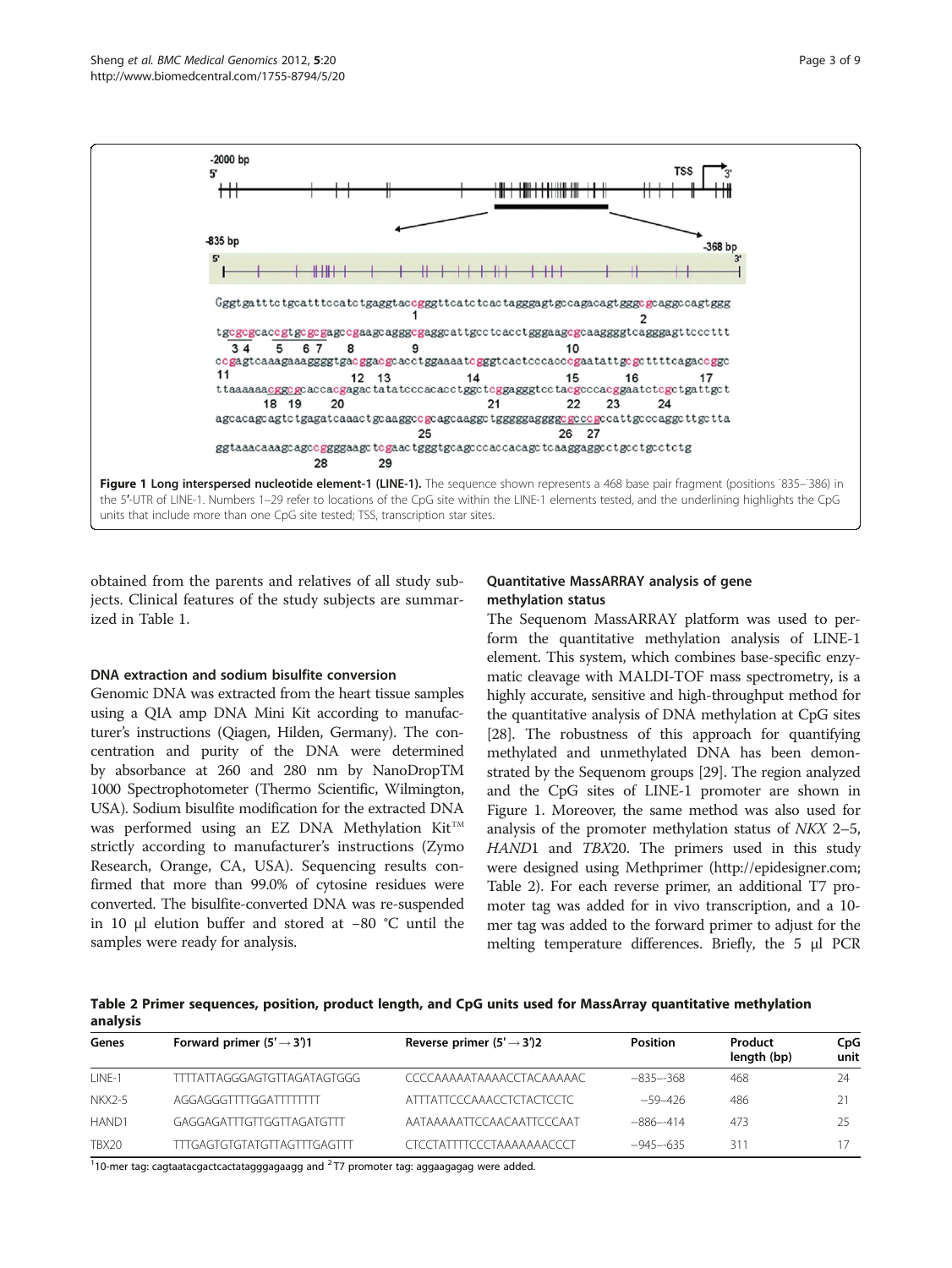Figure 1 **Long interspersed nucleotide element-1 (LINE-1).** The sequence shown represents a 468 base pair fragment (positions ¯835–¯386) in the 5′-UTR of LINE-1. Numbers 1–29 refer to locations of the CpG site within the LINE-1 elements tested, and the underlining highlights the CpG units that include more than one CpG site tested; TSS, transcription star sites.

obtained from the parents and relatives of all study subjects. Clinical features of the study subjects are summarized in Table 1.

### DNA extraction and sodium bisulfite conversion

Genomic DNA was extracted from the heart tissue samples using a QIA amp DNA Mini Kit according to manufacturer's instructions (Qiagen, Hilden, Germany). The concentration and purity of the DNA were determined by absorbance at 260 and 280 nm by NanoDropTM 1000 Spectrophotometer (Thermo Scientific, Wilmington, USA). Sodium bisulfite modification for the extracted DNA was performed using an EZ DNA Methylation Kit™ strictly according to manufacturer's instructions (Zymo Research, Orange, CA, USA). Sequencing results confirmed that more than 99.0% of cytosine residues were converted. The bisulfite-converted DNA was re-suspended in 10 μl elution buffer and stored at −80 °C until the samples were ready for analysis.

### Quantitative MassARRAY analysis of gene methylation status

The Sequenom MassARRAY platform was used to perform the quantitative methylation analysis of LINE-1 element. This system, which combines base-specific enzymatic cleavage with MALDI-TOF mass spectrometry, is a highly accurate, sensitive and high-throughput method for the quantitative analysis of DNA methylation at CpG sites [28]. The robustness of this approach for quantifying methylated and unmethylated DNA has been demonstrated by the Sequenom groups [29]. The region analyzed and the CpG sites of LINE-1 promoter are shown in Figure 1. Moreover, the same method was also used for analysis of the promoter methylation status of *NKX* 2–5, *HAND*1 and *TBX*20. The primers used in this study were designed using Methprimer (http://epidesigner.com; Table 2). For each reverse primer, an additional T7 promoter tag was added for in vivo transcription, and a 10-mer tag was added to the forward primer to adjust for the melting temperature differences. Briefly, the 5 μl PCR

**Table 2 Primer sequences, position, product length, and CpG units used for MassArray quantitative methylation analysis**

| Genes | Forward primer (5′→3′)1 | Reverse primer (5′→3′)2 | Position | Product length (bp) | CpG unit |
|---|---|---|---|---|---|
| LINE-1 | TTTTATTAGGGAGTGTTAGATAGTGGG | CCCCAAAAATAAAACCTACAAAAAC | −835–-368 | 468 | 24 |
| NKX2-5 | AGGAGGGTTTTGGATTTTTTTT | ATTTATTCCCAAACCTCTACTCCTC | −59–426 | 486 | 21 |
| HAND1 | GAGGAGATTTGTTGGTTAGATGTTT | AATAAAAATTCCAACAATTCCCAAT | −886–-414 | 473 | 25 |
| TBX20 | TTTGAGTGTGTATGTTAGTTTGAGTTT | CTCCTATTTTCCCTAAAAAAACCCT | −945–-635 | 311 | 17 |

[1]10-mer tag: cagtaatacgactcactatagggagaagg and [2]T7 promoter tag: aggaagagag were added.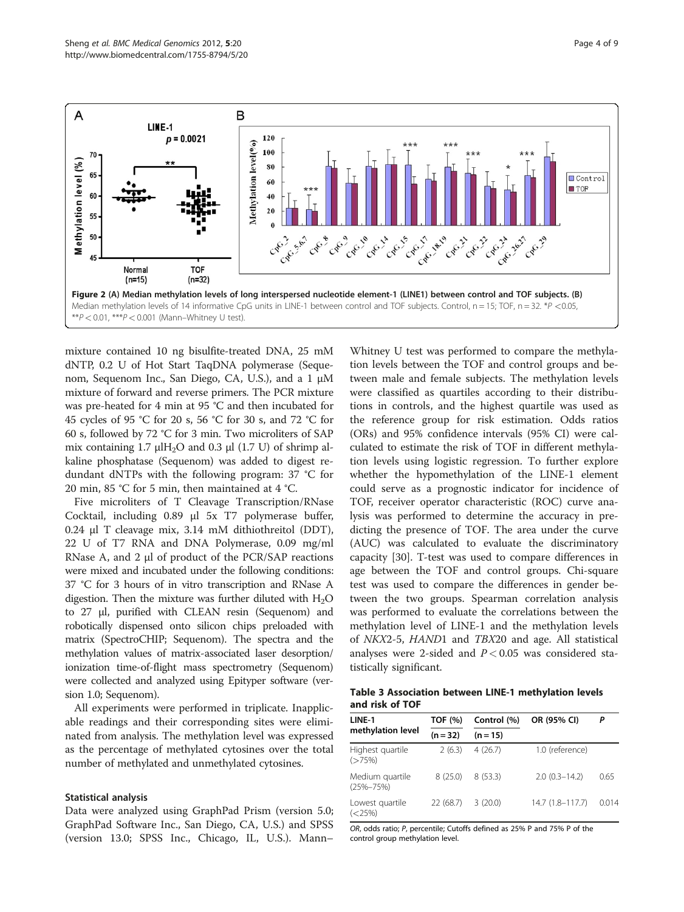Figure 2 (A) Median methylation levels of long interspersed nucleotide element-1 (LINE1) between control and TOF subjects. (B) Median methylation levels of 14 informative CpG units in LINE-1 between control and TOF subjects. Control, n = 15; TOF, n = 32. *P < 0.05, **P < 0.01, ***P < 0.001 (Mann–Whitney U test).

mixture contained 10 ng bisulfite-treated DNA, 25 mM dNTP, 0.2 U of Hot Start TaqDNA polymerase (Sequenom, Sequenom Inc., San Diego, CA, U.S.), and a 1 μM mixture of forward and reverse primers. The PCR mixture was pre-heated for 4 min at 95 °C and then incubated for 45 cycles of 95 °C for 20 s, 56 °C for 30 s, and 72 °C for 60 s, followed by 72 °C for 3 min. Two microliters of SAP mix containing 1.7 μl$H_2O$ and 0.3 μl (1.7 U) of shrimp alkaline phosphatase (Sequenom) was added to digest redundant dNTPs with the following program: 37 °C for 20 min, 85 °C for 5 min, then maintained at 4 °C.

Five microliters of T Cleavage Transcription/RNase Cocktail, including 0.89 μl 5x T7 polymerase buffer, 0.24 μl T cleavage mix, 3.14 mM dithiothreitol (DDT), 22 U of T7 RNA and DNA Polymerase, 0.09 mg/ml RNase A, and 2 μl of product of the PCR/SAP reactions were mixed and incubated under the following conditions: 37 °C for 3 hours of in vitro transcription and RNase A digestion. Then the mixture was further diluted with $H_2O$ to 27 μl, purified with CLEAN resin (Sequenom) and robotically dispensed onto silicon chips preloaded with matrix (SpectroCHIP; Sequenom). The spectra and the methylation values of matrix-associated laser desorption/ionization time-of-flight mass spectrometry (Sequenom) were collected and analyzed using Epityper software (version 1.0; Sequenom).

All experiments were performed in triplicate. Inapplicable readings and their corresponding sites were eliminated from analysis. The methylation level was expressed as the percentage of methylated cytosines over the total number of methylated and unmethylated cytosines.

### Statistical analysis

Data were analyzed using GraphPad Prism (version 5.0; GraphPad Software Inc., San Diego, CA, U.S.) and SPSS (version 13.0; SPSS Inc., Chicago, IL, U.S.). Mann–Whitney U test was performed to compare the methylation levels between the TOF and control groups and between male and female subjects. The methylation levels were classified as quartiles according to their distributions in controls, and the highest quartile was used as the reference group for risk estimation. Odds ratios (ORs) and 95% confidence intervals (95% CI) were calculated to estimate the risk of TOF in different methylation levels using logistic regression. To further explore whether the hypomethylation of the LINE-1 element could serve as a prognostic indicator for incidence of TOF, receiver operator characteristic (ROC) curve analysis was performed to determine the accuracy in predicting the presence of TOF. The area under the curve (AUC) was calculated to evaluate the discriminatory capacity [30]. T-test was used to compare differences in age between the TOF and control groups. Chi-square test was used to compare the differences in gender between the two groups. Spearman correlation analysis was performed to evaluate the correlations between the methylation level of LINE-1 and the methylation levels of *NKX*2-5, *HAND*1 and *TBX*20 and age. All statistical analyses were 2-sided and $P < 0.05$ was considered statistically significant.

**Table 3 Association between LINE-1 methylation levels and risk of TOF**

| LINE-1 methylation level | TOF (%) (n = 32) | Control (%) (n = 15) | OR (95% CI) | P |
|---|---|---|---|---|
| Highest quartile (>75%) | 2 (6.3) | 4 (26.7) | 1.0 (reference) | |
| Medium quartile (25%–75%) | 8 (25.0) | 8 (53.3) | 2.0 (0.3–14.2) | 0.65 |
| Lowest quartile (<25%) | 22 (68.7) | 3 (20.0) | 14.7 (1.8–117.7) | 0.014 |

*OR*, odds ratio; *P*, percentile; Cutoffs defined as 25% P and 75% P of the control group methylation level.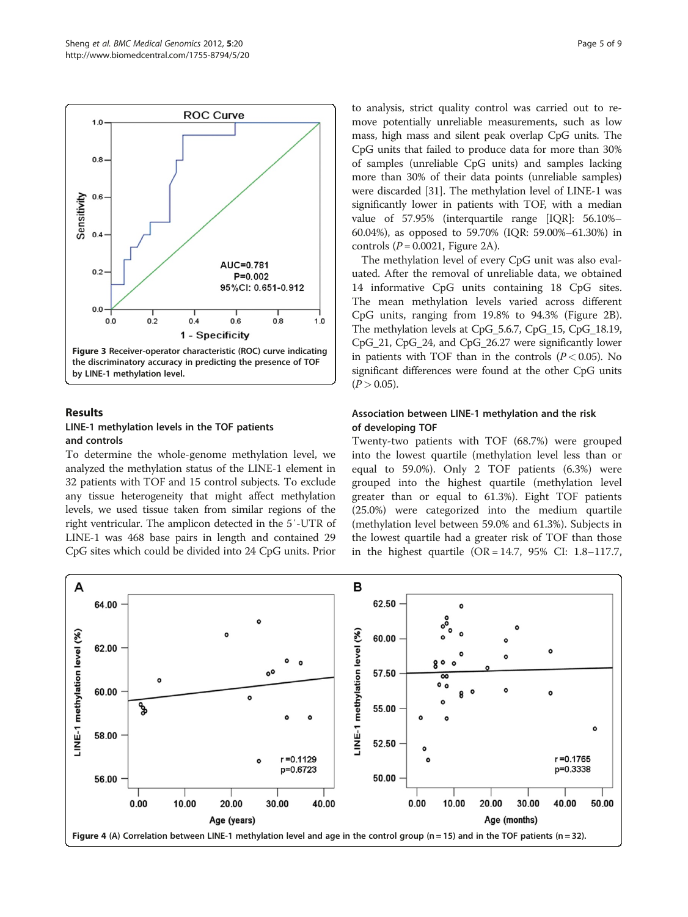Figure 3 Receiver-operator characteristic (ROC) curve indicating the discriminatory accuracy in predicting the presence of TOF by LINE-1 methylation level.

## Results

### LINE-1 methylation levels in the TOF patients and controls

To determine the whole-genome methylation level, we analyzed the methylation status of the LINE-1 element in 32 patients with TOF and 15 control subjects. To exclude any tissue heterogeneity that might affect methylation levels, we used tissue taken from similar regions of the right ventricular. The amplicon detected in the 5′-UTR of LINE-1 was 468 base pairs in length and contained 29 CpG sites which could be divided into 24 CpG units. Prior to analysis, strict quality control was carried out to remove potentially unreliable measurements, such as low mass, high mass and silent peak overlap CpG units. The CpG units that failed to produce data for more than 30% of samples (unreliable CpG units) and samples lacking more than 30% of their data points (unreliable samples) were discarded [31]. The methylation level of LINE-1 was significantly lower in patients with TOF, with a median value of 57.95% (interquartile range [IQR]: 56.10%–60.04%), as opposed to 59.70% (IQR: 59.00%–61.30%) in controls ($P = 0.0021$, Figure 2A).

The methylation level of every CpG unit was also evaluated. After the removal of unreliable data, we obtained 14 informative CpG units containing 18 CpG sites. The mean methylation levels varied across different CpG units, ranging from 19.8% to 94.3% (Figure 2B). The methylation levels at CpG_5.6.7, CpG_15, CpG_18.19, CpG_21, CpG_24, and CpG_26.27 were significantly lower in patients with TOF than in the controls ($P < 0.05$). No significant differences were found at the other CpG units ($P > 0.05$).

### Association between LINE-1 methylation and the risk of developing TOF

Twenty-two patients with TOF (68.7%) were grouped into the lowest quartile (methylation level less than or equal to 59.0%). Only 2 TOF patients (6.3%) were grouped into the highest quartile (methylation level greater than or equal to 61.3%). Eight TOF patients (25.0%) were categorized into the medium quartile (methylation level between 59.0% and 61.3%). Subjects in the lowest quartile had a greater risk of TOF than those in the highest quartile (OR = 14.7, 95% CI: 1.8–117.7,

Figure 4 (A) Correlation between LINE-1 methylation level and age in the control group (n = 15) and in the TOF patients (n = 32).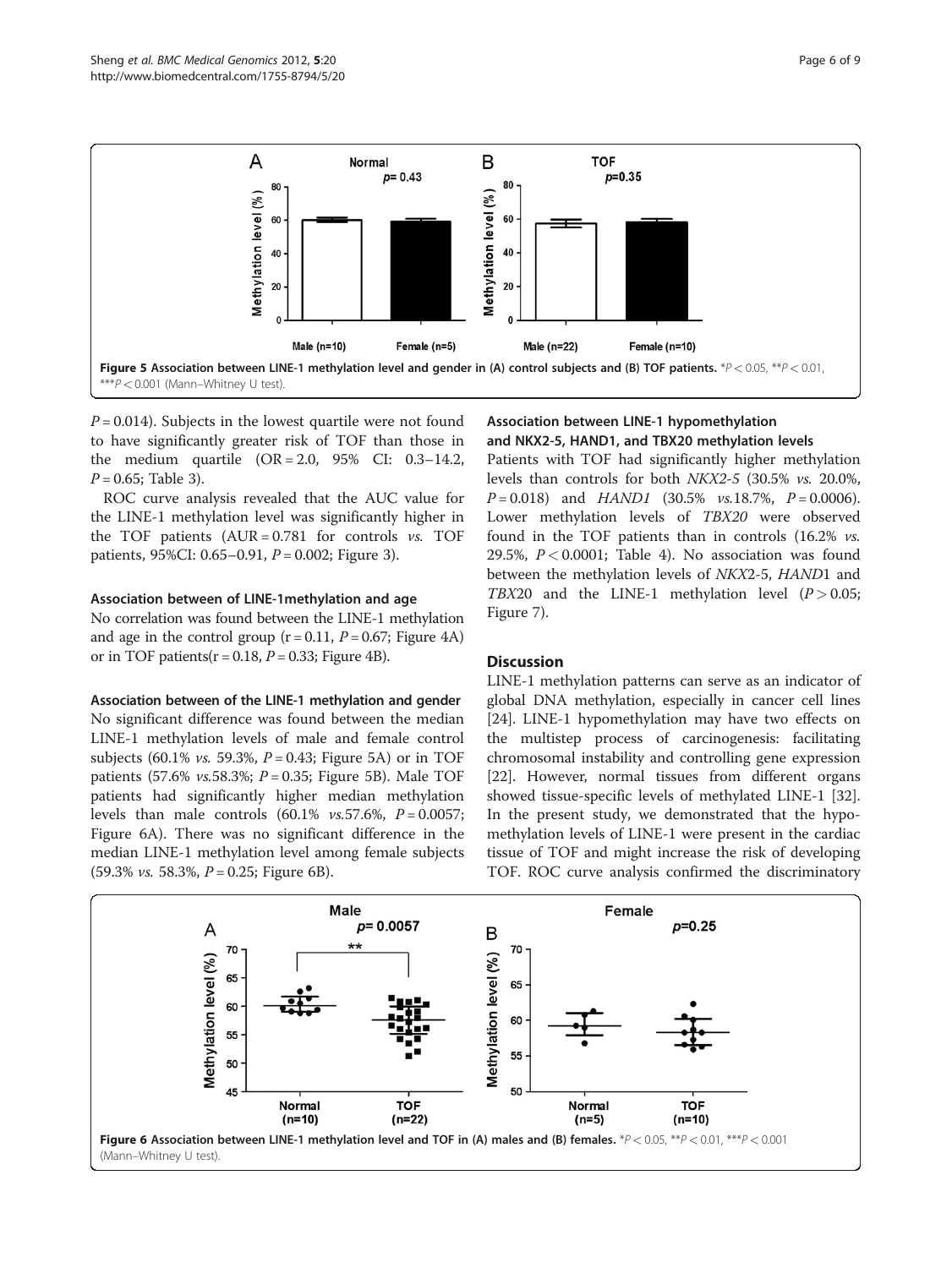Figure 5 Association between LINE-1 methylation level and gender in (A) control subjects and (B) TOF patients. *$P < 0.05$, **$P < 0.01$, ***$P < 0.001$ (Mann–Whitney U test).

$P = 0.014$). Subjects in the lowest quartile were not found to have significantly greater risk of TOF than those in the medium quartile (OR = 2.0, 95% CI: 0.3–14.2, $P = 0.65$; Table 3).

ROC curve analysis revealed that the AUC value for the LINE-1 methylation level was significantly higher in the TOF patients (AUR = 0.781 for controls *vs.* TOF patients, 95%CI: 0.65–0.91, $P = 0.002$; Figure 3).

#### Association between of LINE-1methylation and age

No correlation was found between the LINE-1 methylation and age in the control group ($r = 0.11$, $P = 0.67$; Figure 4A) or in TOF patients($r = 0.18$, $P = 0.33$; Figure 4B).

#### Association between of the LINE-1 methylation and gender

No significant difference was found between the median LINE-1 methylation levels of male and female control subjects (60.1% *vs.* 59.3%, $P = 0.43$; Figure 5A) or in TOF patients (57.6% *vs.*58.3%; $P = 0.35$; Figure 5B). Male TOF patients had significantly higher median methylation levels than male controls (60.1% *vs.*57.6%, $P = 0.0057$; Figure 6A). There was no significant difference in the median LINE-1 methylation level among female subjects (59.3% *vs.* 58.3%, $P = 0.25$; Figure 6B).

#### Association between LINE-1 hypomethylation and NKX2-5, HAND1, and TBX20 methylation levels

Patients with TOF had significantly higher methylation levels than controls for both *NKX2-5* (30.5% *vs.* 20.0%, $P = 0.018$) and *HAND1* (30.5% *vs.*18.7%, $P = 0.0006$). Lower methylation levels of *TBX20* were observed found in the TOF patients than in controls (16.2% *vs.* 29.5%, $P < 0.0001$; Table 4). No association was found between the methylation levels of *NKX*2-5, *HAND*1 and *TBX*20 and the LINE-1 methylation level ($P > 0.05$; Figure 7).

## Discussion

LINE-1 methylation patterns can serve as an indicator of global DNA methylation, especially in cancer cell lines [24]. LINE-1 hypomethylation may have two effects on the multistep process of carcinogenesis: facilitating chromosomal instability and controlling gene expression [22]. However, normal tissues from different organs showed tissue-specific levels of methylated LINE-1 [32]. In the present study, we demonstrated that the hypomethylation levels of LINE-1 were present in the cardiac tissue of TOF and might increase the risk of developing TOF. ROC curve analysis confirmed the discriminatory

Figure 6 Association between LINE-1 methylation level and TOF in (A) males and (B) females. *$P < 0.05$, **$P < 0.01$, ***$P < 0.001$ (Mann–Whitney U test).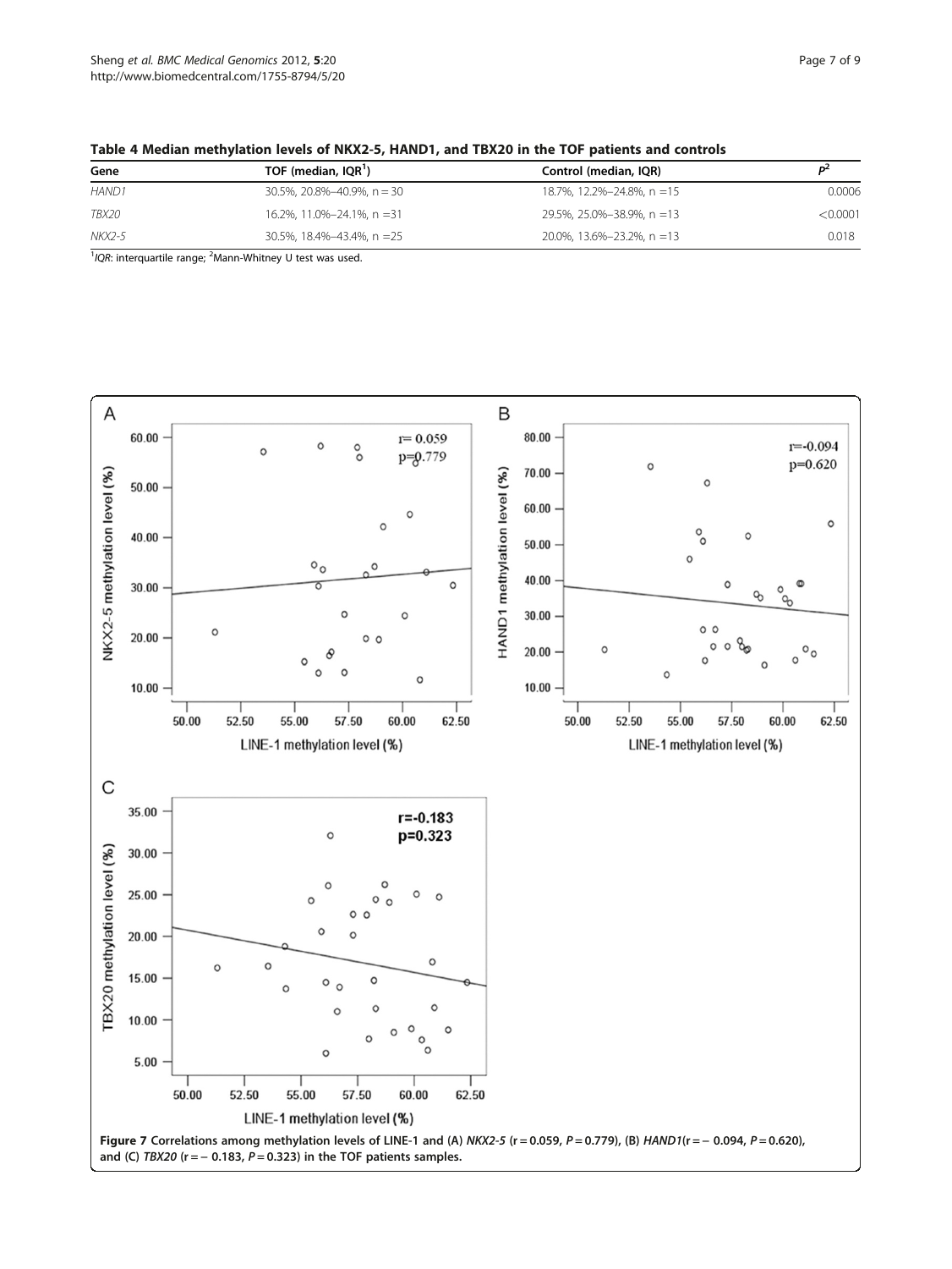**Table 4 Median methylation levels of NKX2-5, HAND1, and TBX20 in the TOF patients and controls**

| Gene | TOF (median, IQR[1]) | Control (median, IQR) | $P^2$ |
|---|---|---|---|
| *HAND1* | 30.5%, 20.8%–40.9%, n = 30 | 18.7%, 12.2%–24.8%, n =15 | 0.0006 |
| *TBX20* | 16.2%, 11.0%–24.1%, n =31 | 29.5%, 25.0%–38.9%, n =13 | <0.0001 |
| *NKX2-5* | 30.5%, 18.4%–43.4%, n =25 | 20.0%, 13.6%–23.2%, n =13 | 0.018 |

[1]*IQR*: interquartile range; [2]Mann-Whitney U test was used.

**Figure 7** Correlations among methylation levels of LINE-1 and (A) *NKX2-5* (r = 0.059, *P* = 0.779), (B) *HAND1*(r = − 0.094, *P* = 0.620), and (C) *TBX20* (r = − 0.183, *P* = 0.323) in the TOF patients samples.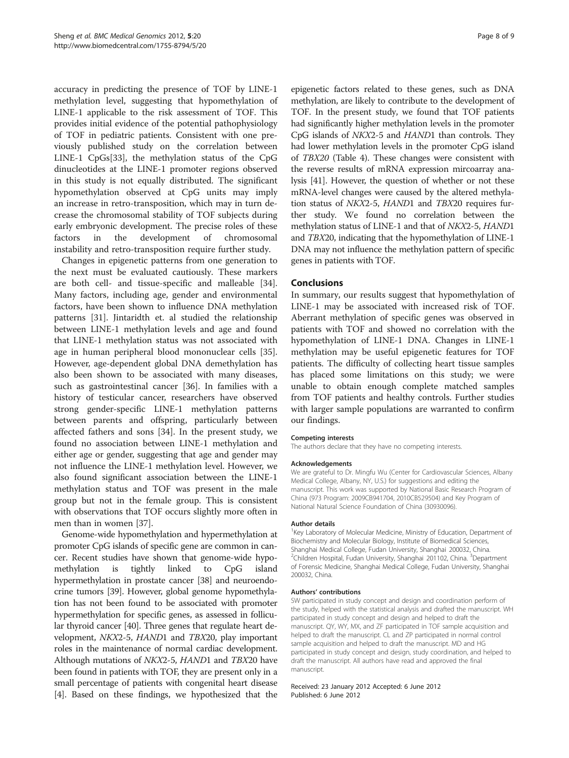accuracy in predicting the presence of TOF by LINE-1 methylation level, suggesting that hypomethylation of LINE-1 applicable to the risk assessment of TOF. This provides initial evidence of the potential pathophysiology of TOF in pediatric patients. Consistent with one previously published study on the correlation between LINE-1 CpGs[33], the methylation status of the CpG dinucleotides at the LINE-1 promoter regions observed in this study is not equally distributed. The significant hypomethylation observed at CpG units may imply an increase in retro-transposition, which may in turn decrease the chromosomal stability of TOF subjects during early embryonic development. The precise roles of these factors in the development of chromosomal instability and retro-transposition require further study.

Changes in epigenetic patterns from one generation to the next must be evaluated cautiously. These markers are both cell- and tissue-specific and malleable [34]. Many factors, including age, gender and environmental factors, have been shown to influence DNA methylation patterns [31]. Jintaridth et. al studied the relationship between LINE-1 methylation levels and age and found that LINE-1 methylation status was not associated with age in human peripheral blood mononuclear cells [35]. However, age-dependent global DNA demethylation has also been shown to be associated with many diseases, such as gastrointestinal cancer [36]. In families with a history of testicular cancer, researchers have observed strong gender-specific LINE-1 methylation patterns between parents and offspring, particularly between affected fathers and sons [34]. In the present study, we found no association between LINE-1 methylation and either age or gender, suggesting that age and gender may not influence the LINE-1 methylation level. However, we also found significant association between the LINE-1 methylation status and TOF was present in the male group but not in the female group. This is consistent with observations that TOF occurs slightly more often in men than in women [37].

Genome-wide hypomethylation and hypermethylation at promoter CpG islands of specific gene are common in cancer. Recent studies have shown that genome-wide hypomethylation is tightly linked to CpG island hypermethylation in prostate cancer [38] and neuroendocrine tumors [39]. However, global genome hypomethylation has not been found to be associated with promoter hypermethylation for specific genes, as assessed in follicular thyroid cancer [40]. Three genes that regulate heart development, *NKX*2-5, *HAND*1 and *TBX*20, play important roles in the maintenance of normal cardiac development. Although mutations of *NKX*2-5, *HAND*1 and *TBX*20 have been found in patients with TOF, they are present only in a small percentage of patients with congenital heart disease [4]. Based on these findings, we hypothesized that the epigenetic factors related to these genes, such as DNA methylation, are likely to contribute to the development of TOF. In the present study, we found that TOF patients had significantly higher methylation levels in the promoter CpG islands of *NKX*2-5 and *HAND*1 than controls. They had lower methylation levels in the promoter CpG island of *TBX20* (Table 4). These changes were consistent with the reverse results of mRNA expression mircoarray analysis [41]. However, the question of whether or not these mRNA-level changes were caused by the altered methylation status of *NKX*2-5, *HAND*1 and *TBX*20 requires further study. We found no correlation between the methylation status of LINE-1 and that of *NKX*2-5, *HAND*1 and *TBX*20, indicating that the hypomethylation of LINE-1 DNA may not influence the methylation pattern of specific genes in patients with TOF.

## Conclusions

In summary, our results suggest that hypomethylation of LINE-1 may be associated with increased risk of TOF. Aberrant methylation of specific genes was observed in patients with TOF and showed no correlation with the hypomethylation of LINE-1 DNA. Changes in LINE-1 methylation may be useful epigenetic features for TOF patients. The difficulty of collecting heart tissue samples has placed some limitations on this study; we were unable to obtain enough complete matched samples from TOF patients and healthy controls. Further studies with larger sample populations are warranted to confirm our findings.

#### Competing interests

The authors declare that they have no competing interests.

#### Acknowledgements

We are grateful to Dr. Mingfu Wu (Center for Cardiovascular Sciences, Albany Medical College, Albany, NY, U.S.) for suggestions and editing the manuscript. This work was supported by National Basic Research Program of China (973 Program: 2009CB941704, 2010CB529504) and Key Program of National Natural Science Foundation of China (30930096).

#### Author details

[1]Key Laboratory of Molecular Medicine, Ministry of Education, Department of Biochemistry and Molecular Biology, Institute of Biomedical Sciences, Shanghai Medical College, Fudan University, Shanghai 200032, China. [2]Children Hospital, Fudan University, Shanghai 201102, China. [3]Department of Forensic Medicine, Shanghai Medical College, Fudan University, Shanghai 200032, China.

#### Authors' contributions

SW participated in study concept and design and coordination perform of the study, helped with the statistical analysis and drafted the manuscript. WH participated in study concept and design and helped to draft the manuscript. QY, WY, MX, and ZF participated in TOF sample acquisition and helped to draft the manuscript. CL and ZP participated in normal control sample acquisition and helped to draft the manuscript. MD and HG participated in study concept and design, study coordination, and helped to draft the manuscript. All authors have read and approved the final manuscript.

Received: 23 January 2012 Accepted: 6 June 2012
Published: 6 June 2012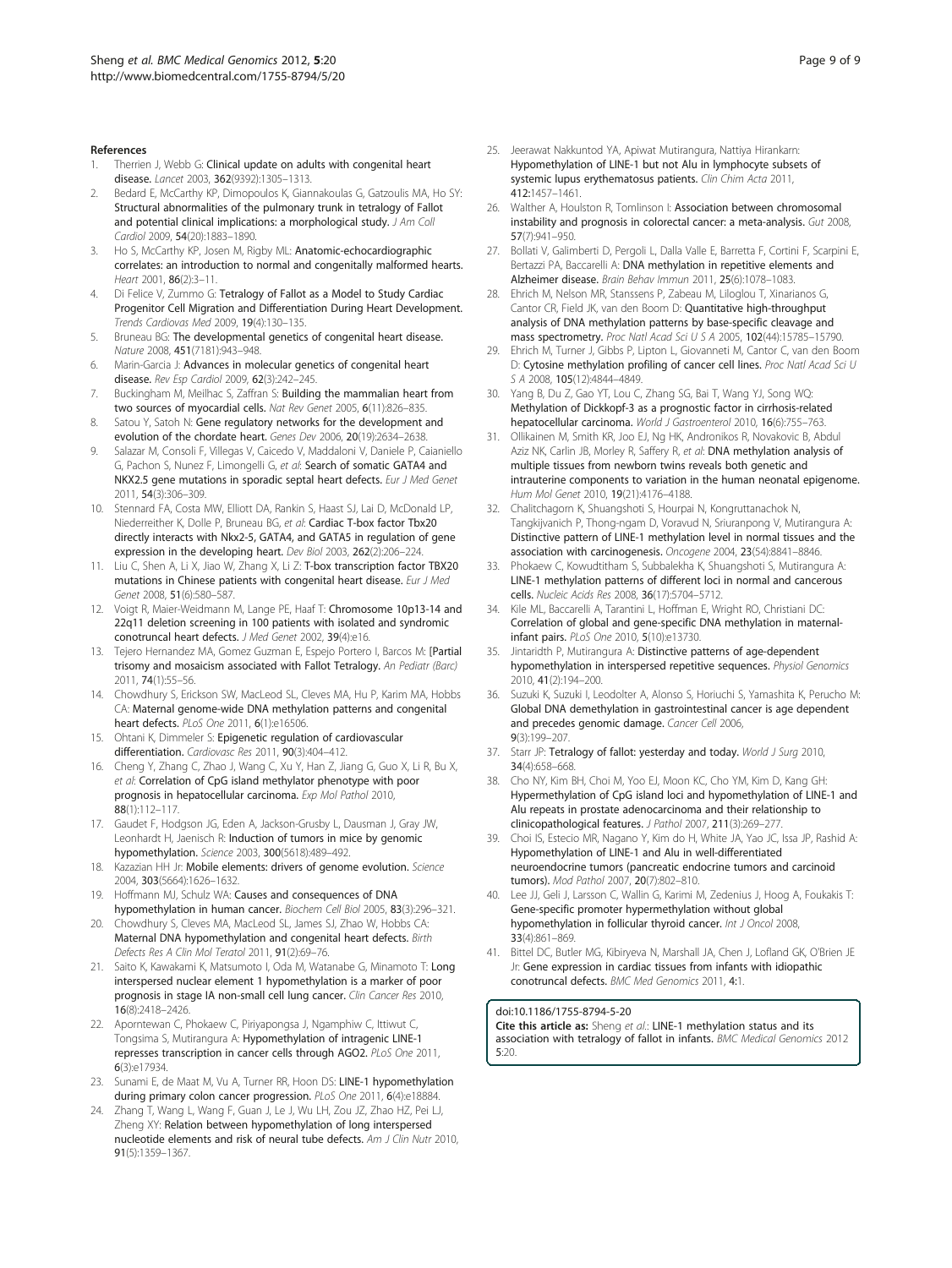## References

1. Therrien J, Webb G: **Clinical update on adults with congenital heart disease.** *Lancet* 2003, **362**(9392):1305–1313.
2. Bedard E, McCarthy KP, Dimopoulos K, Giannakoulas G, Gatzoulis MA, Ho SY: **Structural abnormalities of the pulmonary trunk in tetralogy of Fallot and potential clinical implications: a morphological study.** *J Am Coll Cardiol* 2009, **54**(20):1883–1890.
3. Ho S, McCarthy KP, Josen M, Rigby ML: **Anatomic-echocardiographic correlates: an introduction to normal and congenitally malformed hearts.** *Heart* 2001, **86**(2):3–11.
4. Di Felice V, Zummo G: **Tetralogy of Fallot as a Model to Study Cardiac Progenitor Cell Migration and Differentiation During Heart Development.** *Trends Cardiovas Med* 2009, **19**(4):130–135.
5. Bruneau BG: **The developmental genetics of congenital heart disease.** *Nature* 2008, **451**(7181):943–948.
6. Marin-Garcia J: **Advances in molecular genetics of congenital heart disease.** *Rev Esp Cardiol* 2009, **62**(3):242–245.
7. Buckingham M, Meilhac S, Zaffran S: **Building the mammalian heart from two sources of myocardial cells.** *Nat Rev Genet* 2005, **6**(11):826–835.
8. Satou Y, Satoh N: **Gene regulatory networks for the development and evolution of the chordate heart.** *Genes Dev* 2006, **20**(19):2634–2638.
9. Salazar M, Consoli F, Villegas V, Caicedo V, Maddaloni V, Daniele P, Caianiello G, Pachon S, Nunez F, Limongelli G, *et al*: **Search of somatic GATA4 and NKX2.5 gene mutations in sporadic septal heart defects.** *Eur J Med Genet* 2011, **54**(3):306–309.
10. Stennard FA, Costa MW, Elliott DA, Rankin S, Haast SJ, Lai D, McDonald LP, Niederreither K, Dolle P, Bruneau BG, *et al*: **Cardiac T-box factor Tbx20 directly interacts with Nkx2-5, GATA4, and GATA5 in regulation of gene expression in the developing heart.** *Dev Biol* 2003, **262**(2):206–224.
11. Liu C, Shen A, Li X, Jiao W, Zhang X, Li Z: **T-box transcription factor TBX20 mutations in Chinese patients with congenital heart disease.** *Eur J Med Genet* 2008, **51**(6):580–587.
12. Voigt R, Maier-Weidmann M, Lange PE, Haaf T: **Chromosome 10p13-14 and 22q11 deletion screening in 100 patients with isolated and syndromic conotruncal heart defects.** *J Med Genet* 2002, **39**(4):e16.
13. Tejero Hernandez MA, Gomez Guzman E, Espejo Portero I, Barcos M: **[Partial trisomy and mosaicism associated with Fallot Tetralogy.** *An Pediatr (Barc)* 2011, **74**(1):55–56.
14. Chowdhury S, Erickson SW, MacLeod SL, Cleves MA, Hu P, Karim MA, Hobbs CA: **Maternal genome-wide DNA methylation patterns and congenital heart defects.** *PLoS One* 2011, **6**(1):e16506.
15. Ohtani K, Dimmeler S: **Epigenetic regulation of cardiovascular differentiation.** *Cardiovasc Res* 2011, **90**(3):404–412.
16. Cheng Y, Zhang C, Zhao J, Wang C, Xu Y, Han Z, Jiang G, Guo X, Li R, Bu X, *et al*: **Correlation of CpG island methylator phenotype with poor prognosis in hepatocellular carcinoma.** *Exp Mol Pathol* 2010, **88**(1):112–117.
17. Gaudet F, Hodgson JG, Eden A, Jackson-Grusby L, Dausman J, Gray JW, Leonhardt H, Jaenisch R: **Induction of tumors in mice by genomic hypomethylation.** *Science* 2003, **300**(5618):489–492.
18. Kazazian HH Jr: **Mobile elements: drivers of genome evolution.** *Science* 2004, **303**(5664):1626–1632.
19. Hoffmann MJ, Schulz WA: **Causes and consequences of DNA hypomethylation in human cancer.** *Biochem Cell Biol* 2005, **83**(3):296–321.
20. Chowdhury S, Cleves MA, MacLeod SL, James SJ, Zhao W, Hobbs CA: **Maternal DNA hypomethylation and congenital heart defects.** *Birth Defects Res A Clin Mol Teratol* 2011, **91**(2):69–76.
21. Saito K, Kawakami K, Matsumoto I, Oda M, Watanabe G, Minamoto T: **Long interspersed nuclear element 1 hypomethylation is a marker of poor prognosis in stage IA non-small cell lung cancer.** *Clin Cancer Res* 2010, **16**(8):2418–2426.
22. Aporntewan C, Phokaew C, Piriyapongsa J, Ngamphiw C, Ittiwut C, Tongsima S, Mutirangura A: **Hypomethylation of intragenic LINE-1 represses transcription in cancer cells through AGO2.** *PLoS One* 2011, **6**(3):e17934.
23. Sunami E, de Maat M, Vu A, Turner RR, Hoon DS: **LINE-1 hypomethylation during primary colon cancer progression.** *PLoS One* 2011, **6**(4):e18884.
24. Zhang T, Wang L, Wang F, Guan J, Le J, Wu LH, Zou JZ, Zhao HZ, Pei LJ, Zheng XY: **Relation between hypomethylation of long interspersed nucleotide elements and risk of neural tube defects.** *Am J Clin Nutr* 2010, **91**(5):1359–1367.
25. Jeerawat Nakkuntod YA, Apiwat Mutirangura, Nattiya Hirankarn: **Hypomethylation of LINE-1 but not Alu in lymphocyte subsets of systemic lupus erythematosus patients.** *Clin Chim Acta* 2011, **412**:1457–1461.
26. Walther A, Houlston R, Tomlinson I: **Association between chromosomal instability and prognosis in colorectal cancer: a meta-analysis.** *Gut* 2008, **57**(7):941–950.
27. Bollati V, Galimberti D, Pergoli L, Dalla Valle E, Barretta F, Cortini F, Scarpini E, Bertazzi PA, Baccarelli A: **DNA methylation in repetitive elements and Alzheimer disease.** *Brain Behav Immun* 2011, **25**(6):1078–1083.
28. Ehrich M, Nelson MR, Stanssens P, Zabeau M, Liloglou T, Xinarianos G, Cantor CR, Field JK, van den Boom D: **Quantitative high-throughput analysis of DNA methylation patterns by base-specific cleavage and mass spectrometry.** *Proc Natl Acad Sci U S A* 2005, **102**(44):15785–15790.
29. Ehrich M, Turner J, Gibbs P, Lipton L, Giovanneti M, Cantor C, van den Boom D: **Cytosine methylation profiling of cancer cell lines.** *Proc Natl Acad Sci U S A* 2008, **105**(12):4844–4849.
30. Yang B, Du Z, Gao YT, Lou C, Zhang SG, Bai T, Wang YJ, Song WQ: **Methylation of Dickkopf-3 as a prognostic factor in cirrhosis-related hepatocellular carcinoma.** *World J Gastroenterol* 2010, **16**(6):755–763.
31. Ollikainen M, Smith KR, Joo EJ, Ng HK, Andronikos R, Novakovic B, Abdul Aziz NK, Carlin JB, Morley R, Saffery R, *et al*: **DNA methylation analysis of multiple tissues from newborn twins reveals both genetic and intrauterine components to variation in the human neonatal epigenome.** *Hum Mol Genet* 2010, **19**(21):4176–4188.
32. Chalitchagorn K, Shuangshoti S, Hourpai N, Kongruttanachok N, Tangkijvanich P, Thong-ngam D, Voravud N, Sriuranpong V, Mutirangura A: **Distinctive pattern of LINE-1 methylation level in normal tissues and the association with carcinogenesis.** *Oncogene* 2004, **23**(54):8841–8846.
33. Phokaew C, Kowudtitham S, Subbalekha K, Shuangshoti S, Mutirangura A: **LINE-1 methylation patterns of different loci in normal and cancerous cells.** *Nucleic Acids Res* 2008, **36**(17):5704–5712.
34. Kile ML, Baccarelli A, Tarantini L, Hoffman E, Wright RO, Christiani DC: **Correlation of global and gene-specific DNA methylation in maternal-infant pairs.** *PLoS One* 2010, **5**(10):e13730.
35. Jintaridth P, Mutirangura A: **Distinctive patterns of age-dependent hypomethylation in interspersed repetitive sequences.** *Physiol Genomics* 2010, **41**(2):194–200.
36. Suzuki K, Suzuki I, Leodolter A, Alonso S, Horiuchi S, Yamashita K, Perucho M: **Global DNA demethylation in gastrointestinal cancer is age dependent and precedes genomic damage.** *Cancer Cell* 2006, **9**(3):199–207.
37. Starr JP: **Tetralogy of fallot: yesterday and today.** *World J Surg* 2010, **34**(4):658–668.
38. Cho NY, Kim BH, Choi M, Yoo EJ, Moon KC, Cho YM, Kim D, Kang GH: **Hypermethylation of CpG island loci and hypomethylation of LINE-1 and Alu repeats in prostate adenocarcinoma and their relationship to clinicopathological features.** *J Pathol* 2007, **211**(3):269–277.
39. Choi IS, Estecio MR, Nagano Y, Kim do H, White JA, Yao JC, Issa JP, Rashid A: **Hypomethylation of LINE-1 and Alu in well-differentiated neuroendocrine tumors (pancreatic endocrine tumors and carcinoid tumors).** *Mod Pathol* 2007, **20**(7):802–810.
40. Lee JJ, Geli J, Larsson C, Wallin G, Karimi M, Zedenius J, Hoog A, Foukakis T: **Gene-specific promoter hypermethylation without global hypomethylation in follicular thyroid cancer.** *Int J Oncol* 2008, **33**(4):861–869.
41. Bittel DC, Butler MG, Kibiryeva N, Marshall JA, Chen J, Lofland GK, O'Brien JE Jr: **Gene expression in cardiac tissues from infants with idiopathic conotruncal defects.** *BMC Med Genomics* 2011, **4**:1.

doi:10.1186/1755-8794-5-20

**Cite this article as:** Sheng *et al.*: LINE-1 methylation status and its association with tetralogy of fallot in infants. *BMC Medical Genomics* 2012 **5**:20.